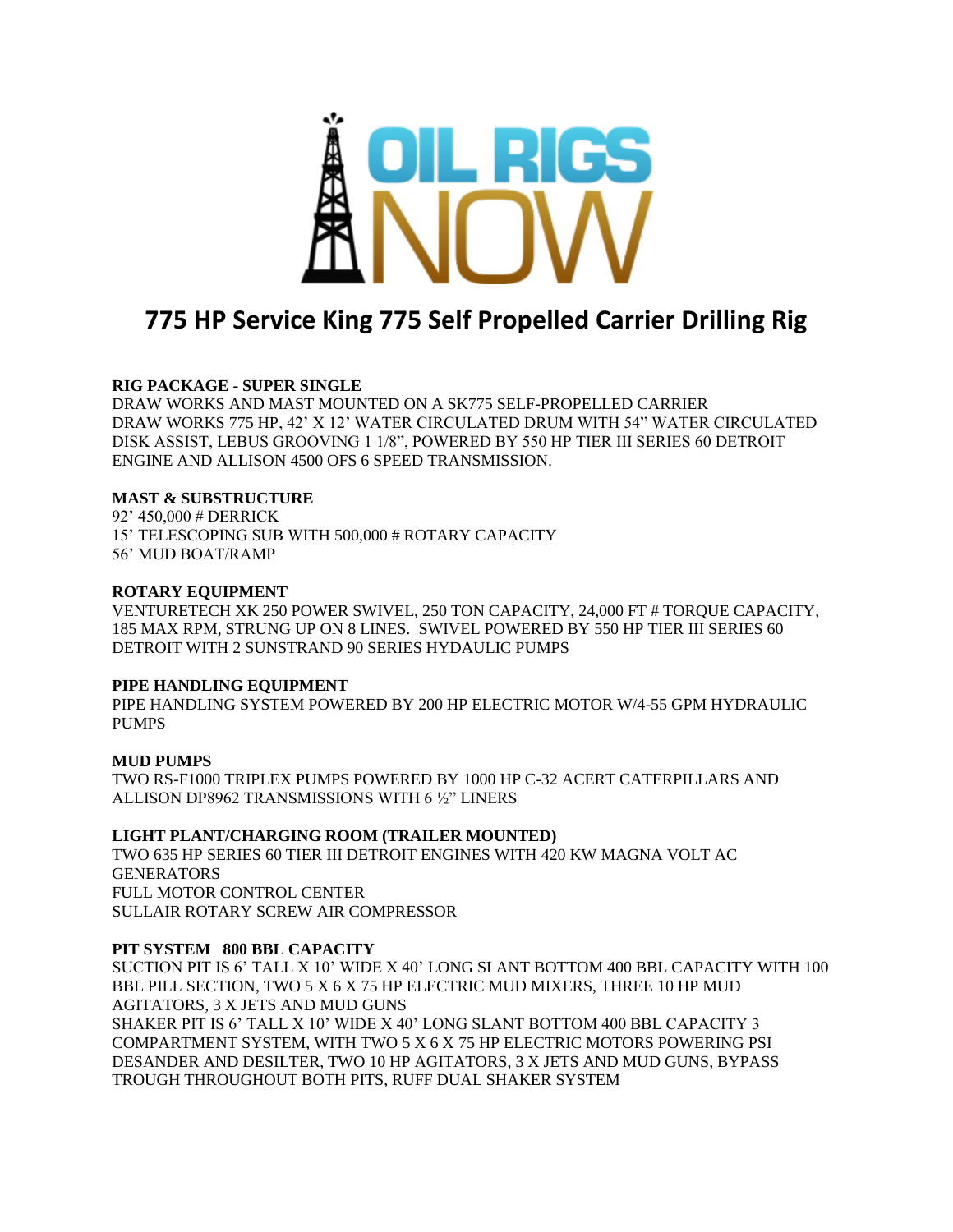# 775 HP Service King 775 Self Propelled Carrier Drilling Rig

**RIG PACKAGE - SUPER SINGLE**

DRAW WORKS AND MAST MOUNTED ON A SK775 SELF-PROPELLED CARRIER
DRAW WORKS 775 HP, 42' X 12' WATER CIRCULATED DRUM WITH 54" WATER CIRCULATED DISK ASSIST, LEBUS GROOVING 1 1/8", POWERED BY 550 HP TIER III SERIES 60 DETROIT ENGINE AND ALLISON 4500 OFS 6 SPEED TRANSMISSION.

**MAST & SUBSTRUCTURE**

92' 450,000 # DERRICK
15' TELESCOPING SUB WITH 500,000 # ROTARY CAPACITY
56' MUD BOAT/RAMP

**ROTARY EQUIPMENT**

VENTURETECH XK 250 POWER SWIVEL, 250 TON CAPACITY, 24,000 FT # TORQUE CAPACITY, 185 MAX RPM, STRUNG UP ON 8 LINES. SWIVEL POWERED BY 550 HP TIER III SERIES 60 DETROIT WITH 2 SUNSTRAND 90 SERIES HYDAULIC PUMPS

**PIPE HANDLING EQUIPMENT**

PIPE HANDLING SYSTEM POWERED BY 200 HP ELECTRIC MOTOR W/4-55 GPM HYDRAULIC PUMPS

**MUD PUMPS**

TWO RS-F1000 TRIPLEX PUMPS POWERED BY 1000 HP C-32 ACERT CATERPILLARS AND ALLISON DP8962 TRANSMISSIONS WITH 6 ½" LINERS

**LIGHT PLANT/CHARGING ROOM (TRAILER MOUNTED)**

TWO 635 HP SERIES 60 TIER III DETROIT ENGINES WITH 420 KW MAGNA VOLT AC GENERATORS
FULL MOTOR CONTROL CENTER
SULLAIR ROTARY SCREW AIR COMPRESSOR

**PIT SYSTEM 800 BBL CAPACITY**

SUCTION PIT IS 6' TALL X 10' WIDE X 40' LONG SLANT BOTTOM 400 BBL CAPACITY WITH 100 BBL PILL SECTION, TWO 5 X 6 X 75 HP ELECTRIC MUD MIXERS, THREE 10 HP MUD AGITATORS, 3 X JETS AND MUD GUNS
SHAKER PIT IS 6' TALL X 10' WIDE X 40' LONG SLANT BOTTOM 400 BBL CAPACITY 3 COMPARTMENT SYSTEM, WITH TWO 5 X 6 X 75 HP ELECTRIC MOTORS POWERING PSI DESANDER AND DESILTER, TWO 10 HP AGITATORS, 3 X JETS AND MUD GUNS, BYPASS TROUGH THROUGHOUT BOTH PITS, RUFF DUAL SHAKER SYSTEM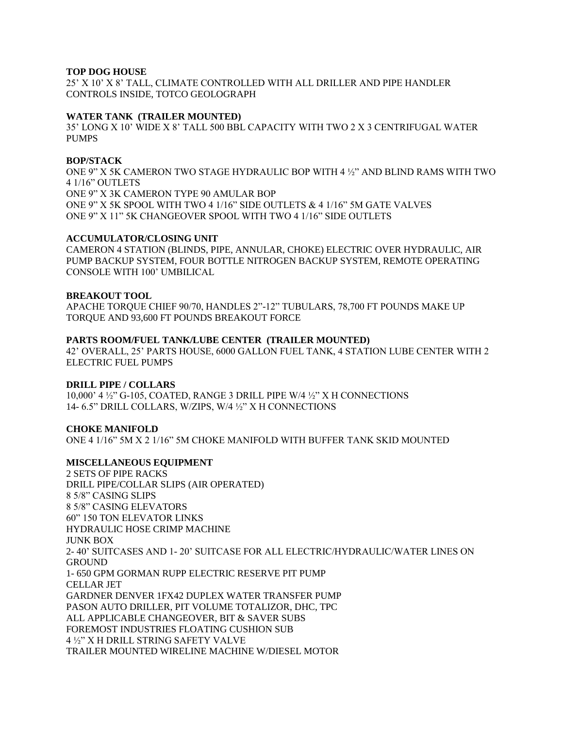**TOP DOG HOUSE**

25' X 10' X 8' TALL, CLIMATE CONTROLLED WITH ALL DRILLER AND PIPE HANDLER CONTROLS INSIDE, TOTCO GEOLOGRAPH

**WATER TANK (TRAILER MOUNTED)**

35' LONG X 10' WIDE X 8' TALL 500 BBL CAPACITY WITH TWO 2 X 3 CENTRIFUGAL WATER PUMPS

**BOP/STACK**

ONE 9" X 5K CAMERON TWO STAGE HYDRAULIC BOP WITH 4 ½" AND BLIND RAMS WITH TWO 4 1/16" OUTLETS
ONE 9" X 3K CAMERON TYPE 90 AMULAR BOP
ONE 9" X 5K SPOOL WITH TWO 4 1/16" SIDE OUTLETS & 4 1/16" 5M GATE VALVES
ONE 9" X 11" 5K CHANGEOVER SPOOL WITH TWO 4 1/16" SIDE OUTLETS

**ACCUMULATOR/CLOSING UNIT**

CAMERON 4 STATION (BLINDS, PIPE, ANNULAR, CHOKE) ELECTRIC OVER HYDRAULIC, AIR PUMP BACKUP SYSTEM, FOUR BOTTLE NITROGEN BACKUP SYSTEM, REMOTE OPERATING CONSOLE WITH 100' UMBILICAL

**BREAKOUT TOOL**

APACHE TORQUE CHIEF 90/70, HANDLES 2"-12" TUBULARS, 78,700 FT POUNDS MAKE UP TORQUE AND 93,600 FT POUNDS BREAKOUT FORCE

**PARTS ROOM/FUEL TANK/LUBE CENTER (TRAILER MOUNTED)**

42' OVERALL, 25' PARTS HOUSE, 6000 GALLON FUEL TANK, 4 STATION LUBE CENTER WITH 2 ELECTRIC FUEL PUMPS

**DRILL PIPE / COLLARS**

10,000' 4 ½" G-105, COATED, RANGE 3 DRILL PIPE W/4 ½" X H CONNECTIONS
14- 6.5" DRILL COLLARS, W/ZIPS, W/4 ½" X H CONNECTIONS

**CHOKE MANIFOLD**

ONE 4 1/16" 5M X 2 1/16" 5M CHOKE MANIFOLD WITH BUFFER TANK SKID MOUNTED

**MISCELLANEOUS EQUIPMENT**

2 SETS OF PIPE RACKS
DRILL PIPE/COLLAR SLIPS (AIR OPERATED)
8 5/8" CASING SLIPS
8 5/8" CASING ELEVATORS
60" 150 TON ELEVATOR LINKS
HYDRAULIC HOSE CRIMP MACHINE
JUNK BOX
2- 40' SUITCASES AND 1- 20' SUITCASE FOR ALL ELECTRIC/HYDRAULIC/WATER LINES ON GROUND
1- 650 GPM GORMAN RUPP ELECTRIC RESERVE PIT PUMP
CELLAR JET
GARDNER DENVER 1FX42 DUPLEX WATER TRANSFER PUMP
PASON AUTO DRILLER, PIT VOLUME TOTALIZOR, DHC, TPC
ALL APPLICABLE CHANGEOVER, BIT & SAVER SUBS
FOREMOST INDUSTRIES FLOATING CUSHION SUB
4 ½" X H DRILL STRING SAFETY VALVE
TRAILER MOUNTED WIRELINE MACHINE W/DIESEL MOTOR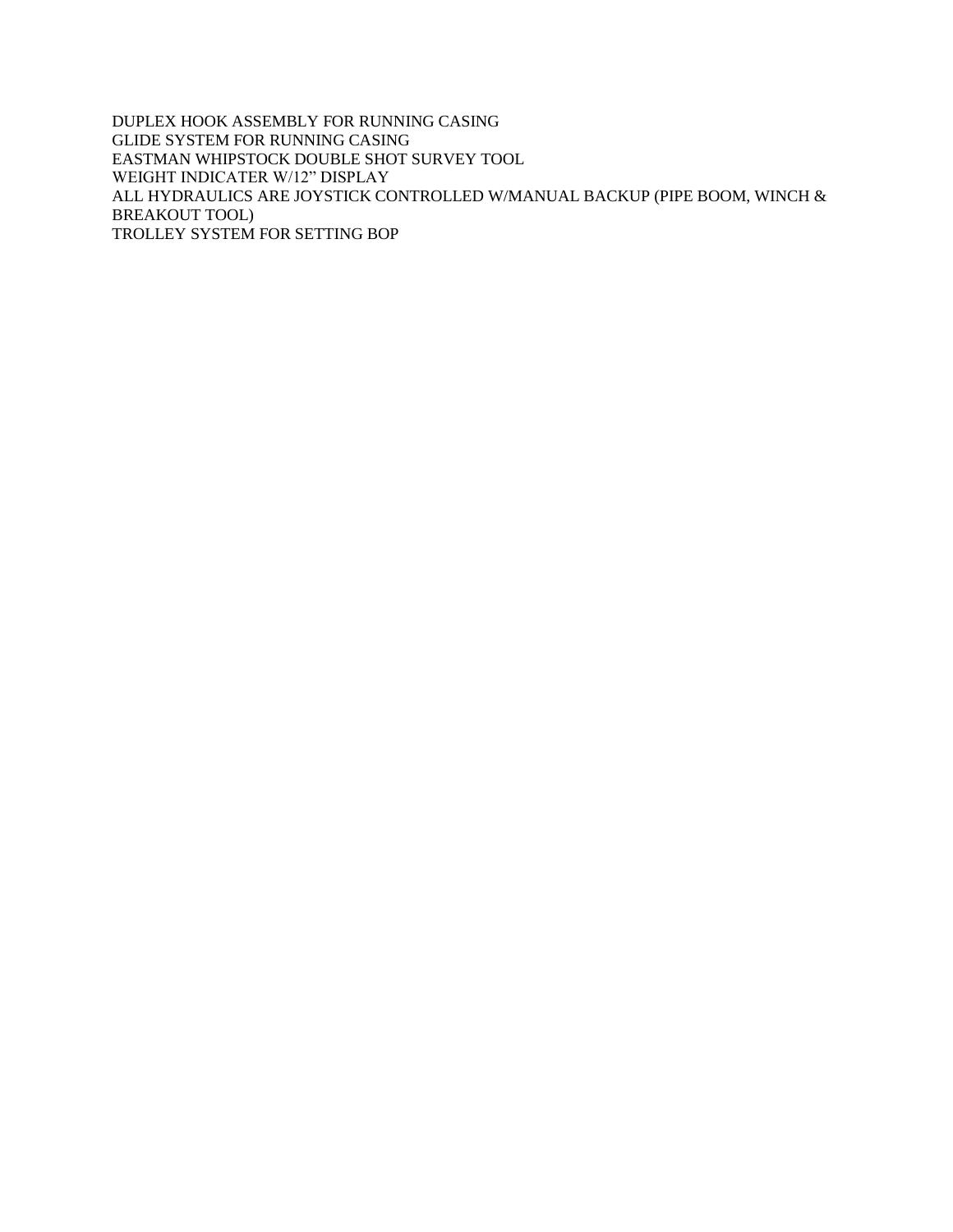DUPLEX HOOK ASSEMBLY FOR RUNNING CASING
GLIDE SYSTEM FOR RUNNING CASING
EASTMAN WHIPSTOCK DOUBLE SHOT SURVEY TOOL
WEIGHT INDICATER W/12" DISPLAY
ALL HYDRAULICS ARE JOYSTICK CONTROLLED W/MANUAL BACKUP (PIPE BOOM, WINCH & BREAKOUT TOOL)
TROLLEY SYSTEM FOR SETTING BOP